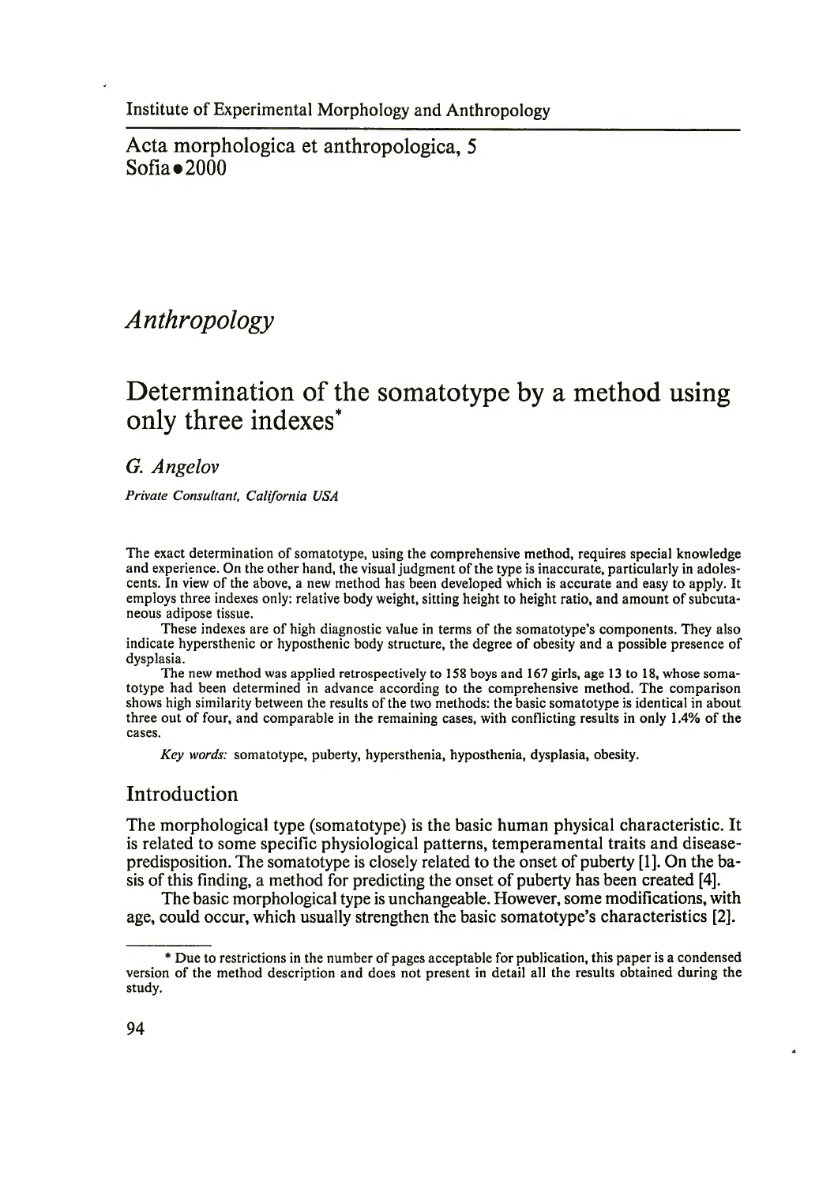Institute of Experimental Morphology and Anthropology

Acta morphologica et anthropologica, 5
Sofia • 2000

## *Anthropology*

# Determination of the somatotype by a method using only three indexes*

*G. Angelov*

*Private Consultant, California USA*

The exact determination of somatotype, using the comprehensive method, requires special knowledge and experience. On the other hand, the visual judgment of the type is inaccurate, particularly in adolescents. In view of the above, a new method has been developed which is accurate and easy to apply. It employs three indexes only: relative body weight, sitting height to height ratio, and amount of subcutaneous adipose tissue.

These indexes are of high diagnostic value in terms of the somatotype's components. They also indicate hypersthenic or hyposthenic body structure, the degree of obesity and a possible presence of dysplasia.

The new method was applied retrospectively to 158 boys and 167 girls, age 13 to 18, whose somatotype had been determined in advance according to the comprehensive method. The comparison shows high similarity between the results of the two methods: the basic somatotype is identical in about three out of four, and comparable in the remaining cases, with conflicting results in only 1.4% of the cases.

*Key words:* somatotype, puberty, hypersthenia, hyposthenia, dysplasia, obesity.

## Introduction

The morphological type (somatotype) is the basic human physical characteristic. It is related to some specific physiological patterns, temperamental traits and disease-predisposition. The somatotype is closely related to the onset of puberty [1]. On the basis of this finding, a method for predicting the onset of puberty has been created [4].

The basic morphological type is unchangeable. However, some modifications, with age, could occur, which usually strengthen the basic somatotype's characteristics [2].

---

\* Due to restrictions in the number of pages acceptable for publication, this paper is a condensed version of the method description and does not present in detail all the results obtained during the study.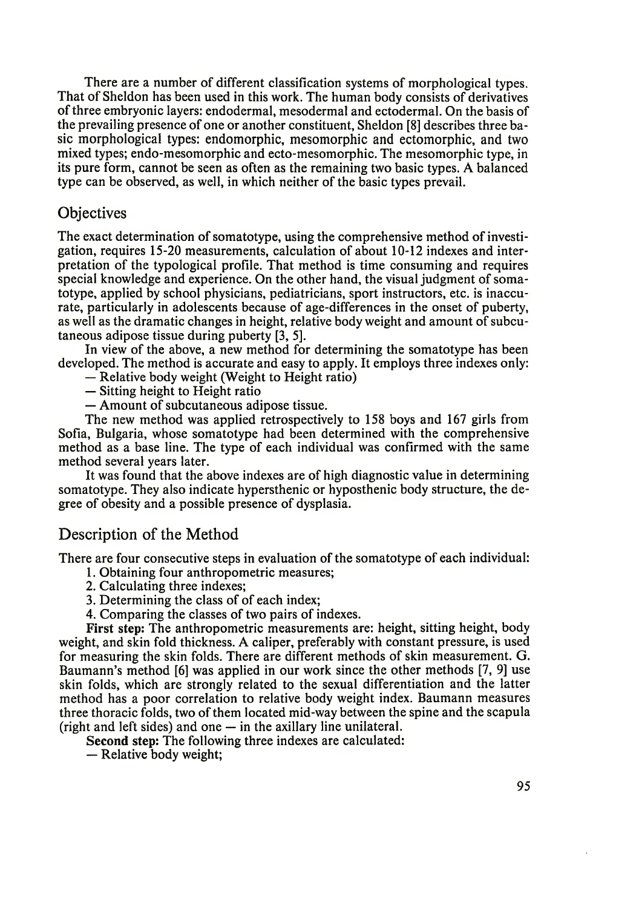There are a number of different classification systems of morphological types. That of Sheldon has been used in this work. The human body consists of derivatives of three embryonic layers: endodermal, mesodermal and ectodermal. On the basis of the prevailing presence of one or another constituent, Sheldon [8] describes three basic morphological types: endomorphic, mesomorphic and ectomorphic, and two mixed types; endo-mesomorphic and ecto-mesomorphic. The mesomorphic type, in its pure form, cannot be seen as often as the remaining two basic types. A balanced type can be observed, as well, in which neither of the basic types prevail.

## Objectives

The exact determination of somatotype, using the comprehensive method of investigation, requires 15-20 measurements, calculation of about 10-12 indexes and interpretation of the typological profile. That method is time consuming and requires special knowledge and experience. On the other hand, the visual judgment of somatotype, applied by school physicians, pediatricians, sport instructors, etc. is inaccurate, particularly in adolescents because of age-differences in the onset of puberty, as well as the dramatic changes in height, relative body weight and amount of subcutaneous adipose tissue during puberty [3, 5].

In view of the above, a new method for determining the somatotype has been developed. The method is accurate and easy to apply. It employs three indexes only:

— Relative body weight (Weight to Height ratio)
— Sitting height to Height ratio
— Amount of subcutaneous adipose tissue.

The new method was applied retrospectively to 158 boys and 167 girls from Sofia, Bulgaria, whose somatotype had been determined with the comprehensive method as a base line. The type of each individual was confirmed with the same method several years later.

It was found that the above indexes are of high diagnostic value in determining somatotype. They also indicate hypersthenic or hyposthenic body structure, the degree of obesity and a possible presence of dysplasia.

## Description of the Method

There are four consecutive steps in evaluation of the somatotype of each individual:

1. Obtaining four anthropometric measures;
2. Calculating three indexes;
3. Determining the class of of each index;
4. Comparing the classes of two pairs of indexes.

**First step:** The anthropometric measurements are: height, sitting height, body weight, and skin fold thickness. A caliper, preferably with constant pressure, is used for measuring the skin folds. There are different methods of skin measurement. G. Baumann's method [6] was applied in our work since the other methods [7, 9] use skin folds, which are strongly related to the sexual differentiation and the latter method has a poor correlation to relative body weight index. Baumann measures three thoracic folds, two of them located mid-way between the spine and the scapula (right and left sides) and one — in the axillary line unilateral.

**Second step:** The following three indexes are calculated:

— Relative body weight;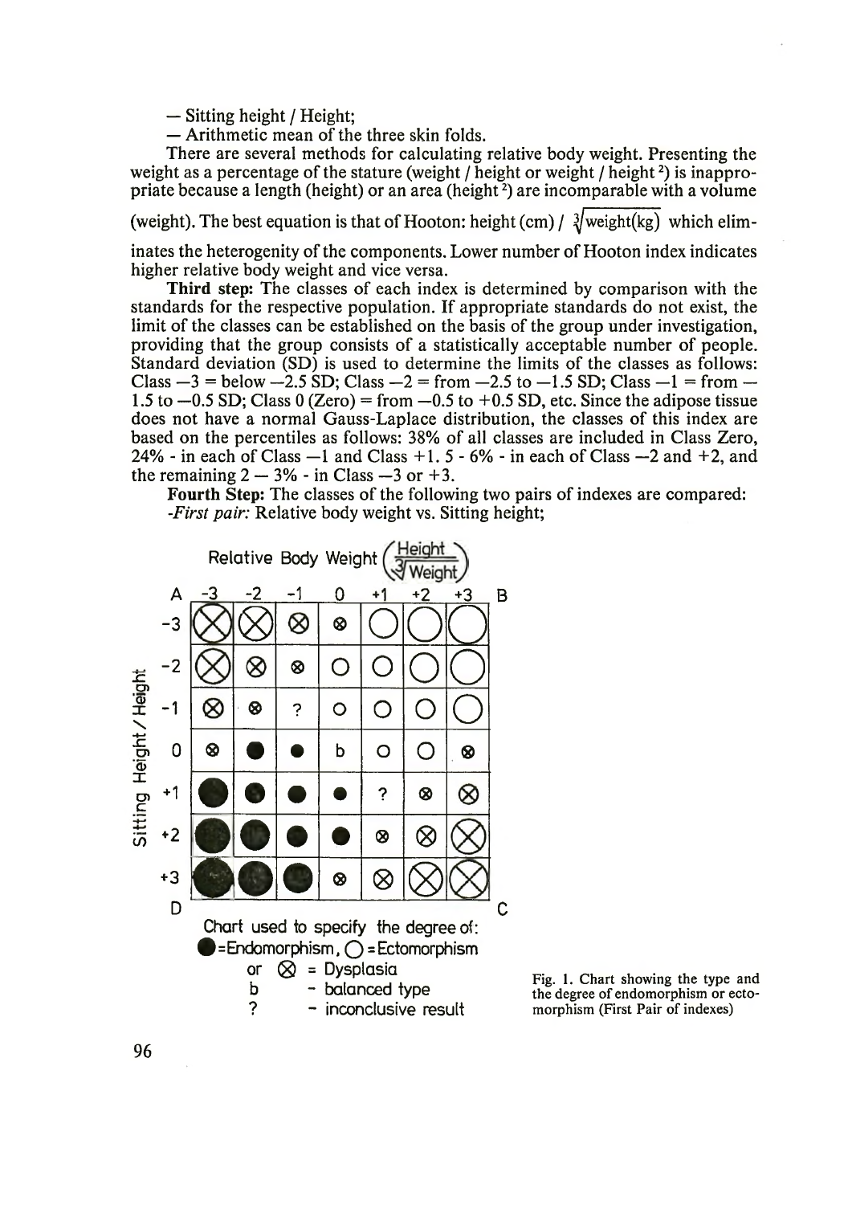— Sitting height / Height;

— Arithmetic mean of the three skin folds.

There are several methods for calculating relative body weight. Presenting the weight as a percentage of the stature (weight / height or weight / height $^2$) is inappropriate because a length (height) or an area (height $^2$) are incomparable with a volume (weight). The best equation is that of Hooton: height (cm) / $\sqrt[3]{\text{weight(kg)}}$ which eliminates the heterogenity of the components. Lower number of Hooton index indicates higher relative body weight and vice versa.

**Third step:** The classes of each index is determined by comparison with the standards for the respective population. If appropriate standards do not exist, the limit of the classes can be established on the basis of the group under investigation, providing that the group consists of a statistically acceptable number of people. Standard deviation (SD) is used to determine the limits of the classes as follows: Class —3 = below —2.5 SD; Class —2 = from —2.5 to —1.5 SD; Class —1 = from —1.5 to —0.5 SD; Class 0 (Zero) = from —0.5 to +0.5 SD, etc. Since the adipose tissue does not have a normal Gauss-Laplace distribution, the classes of this index are based on the percentiles as follows: 38% of all classes are included in Class Zero, 24% - in each of Class —1 and Class +1. 5 - 6% - in each of Class —2 and +2, and the remaining 2 — 3% - in Class —3 or +3.

**Fourth Step:** The classes of the following two pairs of indexes are compared:

*-First pair:* Relative body weight vs. Sitting height;

Relative Body Weight $\left(\frac{\text{Height}}{\sqrt[3]{\text{Weight}}}\right)$

| A | -3 | -2 | -1 | 0 | +1 | +2 | +3 | B |
|---|---|---|---|---|---|---|---|---|
| **-3** | ⊗ | ⊗ | ⊗ | ⊗ | ○ | ○ | ○ | |
| **-2** | ⊗ | ⊗ | ⊗ | ○ | ○ | ○ | ○ | |
| **-1** | ⊗ | ⊗ | ? | ○ | ○ | ○ | ○ | |
| **0** | ⊗ | ● | ● | b | ○ | ○ | ⊗ | |
| **+1** | ● | ● | ● | ● | ? | ⊗ | ⊗ | |
| **+2** | ● | ● | ● | ● | ⊗ | ⊗ | ⊗ | |
| **+3** | ● | ● | ● | ⊗ | ⊗ | ⊗ | ⊗ | |
| D | | | | | | | | C |

(Rows: Sitting Height / Height)

Chart used to specify the degree of:
● = Endomorphism, ○ = Ectomorphism
or ⊗ = Dysplasia
b - balanced type
? - inconclusive result

Fig. 1. Chart showing the type and the degree of endomorphism or ectomorphism (First Pair of indexes)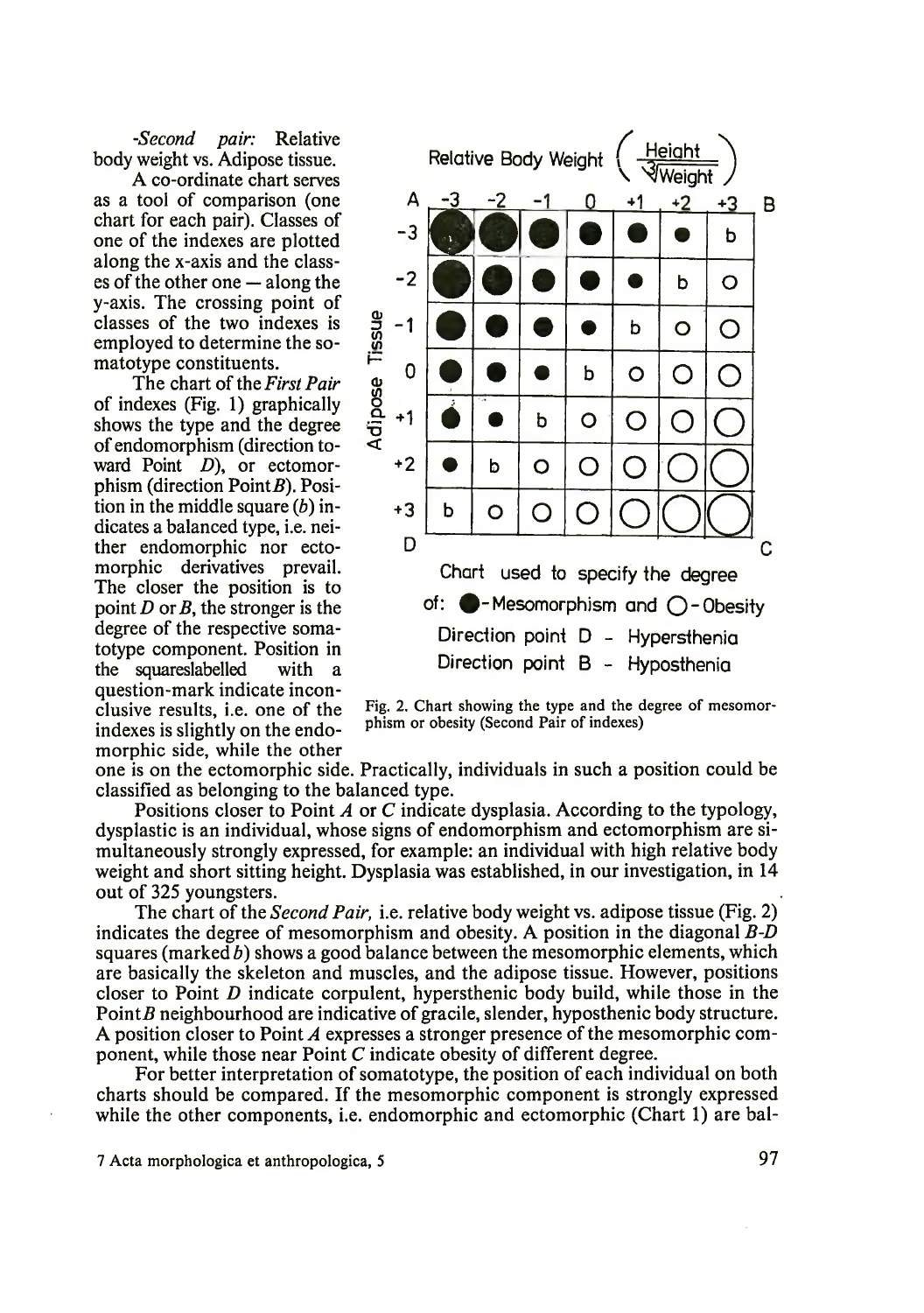*-Second pair:* Relative body weight vs. Adipose tissue.

A co-ordinate chart serves as a tool of comparison (one chart for each pair). Classes of one of the indexes are plotted along the x-axis and the classes of the other one — along the y-axis. The crossing point of classes of the two indexes is employed to determine the somatotype constituents.

The chart of the *First Pair* of indexes (Fig. 1) graphically shows the type and the degree of endomorphism (direction toward Point *D*), or ectomorphism (direction Point *B*). Position in the middle square (*b*) indicates a balanced type, i.e. neither endomorphic nor ectomorphic derivatives prevail. The closer the position is to point *D* or *B*, the stronger is the degree of the respective somatotype component. Position in the squares labelled with a question-mark indicate inconclusive results, i.e. one of the indexes is slightly on the endomorphic side, while the other one is on the ectomorphic side. Practically, individuals in such a position could be classified as belonging to the balanced type.

Relative Body Weight $\left(\frac{\text{Height}}{\sqrt[3]{\text{Weight}}}\right)$

| Adipose Tissue | -3 | -2 | -1 | 0 | +1 | +2 | +3 |
|---|---|---|---|---|---|---|---|
| -3 | ● | ● | ● | ● | ● | ● | b |
| -2 | ● | ● | ● | ● | ● | b | ○ |
| -1 | ● | ● | ● | ● | b | ○ | ○ |
| 0 | ● | ● | ● | b | ○ | ○ | ○ |
| +1 | ● | ● | b | ○ | ○ | ○ | ○ |
| +2 | ● | b | ○ | ○ | ○ | ○ | ○ |
| +3 | b | ○ | ○ | ○ | ○ | ○ | ○ |

Corners: A (top left), B (top right), C (bottom right), D (bottom left).

Chart used to specify the degree of: ●- Mesomorphism and ○- Obesity

Direction point D - Hypersthenia

Direction point B - Hyposthenia

Fig. 2. Chart showing the type and the degree of mesomorphism or obesity (Second Pair of indexes)

Positions closer to Point *A* or *C* indicate dysplasia. According to the typology, dysplastic is an individual, whose signs of endomorphism and ectomorphism are simultaneously strongly expressed, for example: an individual with high relative body weight and short sitting height. Dysplasia was established, in our investigation, in 14 out of 325 youngsters.

The chart of the *Second Pair,* i.e. relative body weight vs. adipose tissue (Fig. 2) indicates the degree of mesomorphism and obesity. A position in the diagonal *B-D* squares (marked *b*) shows a good balance between the mesomorphic elements, which are basically the skeleton and muscles, and the adipose tissue. However, positions closer to Point *D* indicate corpulent, hypersthenic body build, while those in the Point *B* neighbourhood are indicative of gracile, slender, hyposthenic body structure. A position closer to Point *A* expresses a stronger presence of the mesomorphic component, while those near Point *C* indicate obesity of different degree.

For better interpretation of somatotype, the position of each individual on both charts should be compared. If the mesomorphic component is strongly expressed while the other components, i.e. endomorphic and ectomorphic (Chart 1) are bal-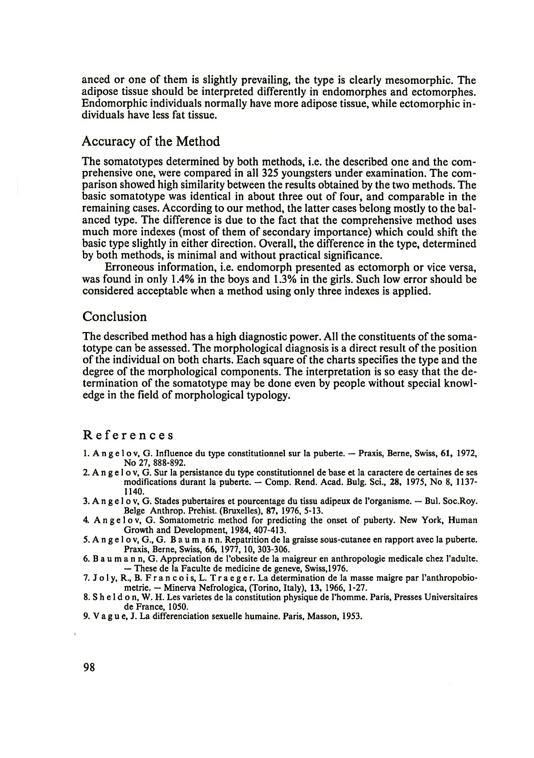anced or one of them is slightly prevailing, the type is clearly mesomorphic. The adipose tissue should be interpreted differently in endomorphes and ectomorphes. Endomorphic individuals normally have more adipose tissue, while ectomorphic individuals have less fat tissue.

## Accuracy of the Method

The somatotypes determined by both methods, i.e. the described one and the comprehensive one, were compared in all 325 youngsters under examination. The comparison showed high similarity between the results obtained by the two methods. The basic somatotype was identical in about three out of four, and comparable in the remaining cases. According to our method, the latter cases belong mostly to the balanced type. The difference is due to the fact that the comprehensive method uses much more indexes (most of them of secondary importance) which could shift the basic type slightly in either direction. Overall, the difference in the type, determined by both methods, is minimal and without practical significance.

Erroneous information, i.e. endomorph presented as ectomorph or vice versa, was found in only 1.4% in the boys and 1.3% in the girls. Such low error should be considered acceptable when a method using only three indexes is applied.

## Conclusion

The described method has a high diagnostic power. All the constituents of the somatotype can be assessed. The morphological diagnosis is a direct result of the position of the individual on both charts. Each square of the charts specifies the type and the degree of the morphological components. The interpretation is so easy that the determination of the somatotype may be done even by people without special knowledge in the field of morphological typology.

## References

1. Angelov, G. Influence du type constitutionnel sur la puberte. — Praxis, Berne, Swiss, **61**, 1972, No 27, 888-892.
2. Angelov, G. Sur la persistance du type constitutionnel de base et la caractere de certaines de ses modifications durant la puberte. — Comp. Rend. Acad. Bulg. Sci., **28**, 1975, No 8, 1137-1140.
3. Angelov, G. Stades pubertaires et pourcentage du tissu adipeux de l'organisme. — Bul. Soc.Roy. Belge Anthrop. Prehist. (Bruxelles), **87**, 1976, 5-13.
4. Angelov, G. Somatometric method for predicting the onset of puberty. New York, Human Growth and Development, 1984, 407-413.
5. Angelov, G., G. Baumann. Repatrition de la graisse sous-cutanee en rapport avec la puberte. Praxis, Berne, Swiss, **66**, 1977, 10, 303-306.
6. Baumann, G. Appreciation de l'obesite de la maigreur en anthropologie medicale chez l'adulte. — These de la Faculte de medicine de geneve, Swiss,1976.
7. Joly, R., B. Francois, L. Traeger. La determination de la masse maigre par l'anthropobiometrie. — Minerva Nefrologica, (Torino, Italy), **13**, 1966, 1-27.
8. Sheldon, W. H. Les varietes de la constitution physique de l'homme. Paris, Presses Universitaires de France, 1050.
9. Vague, J. La differenciation sexuelle humaine. Paris, Masson, 1953.